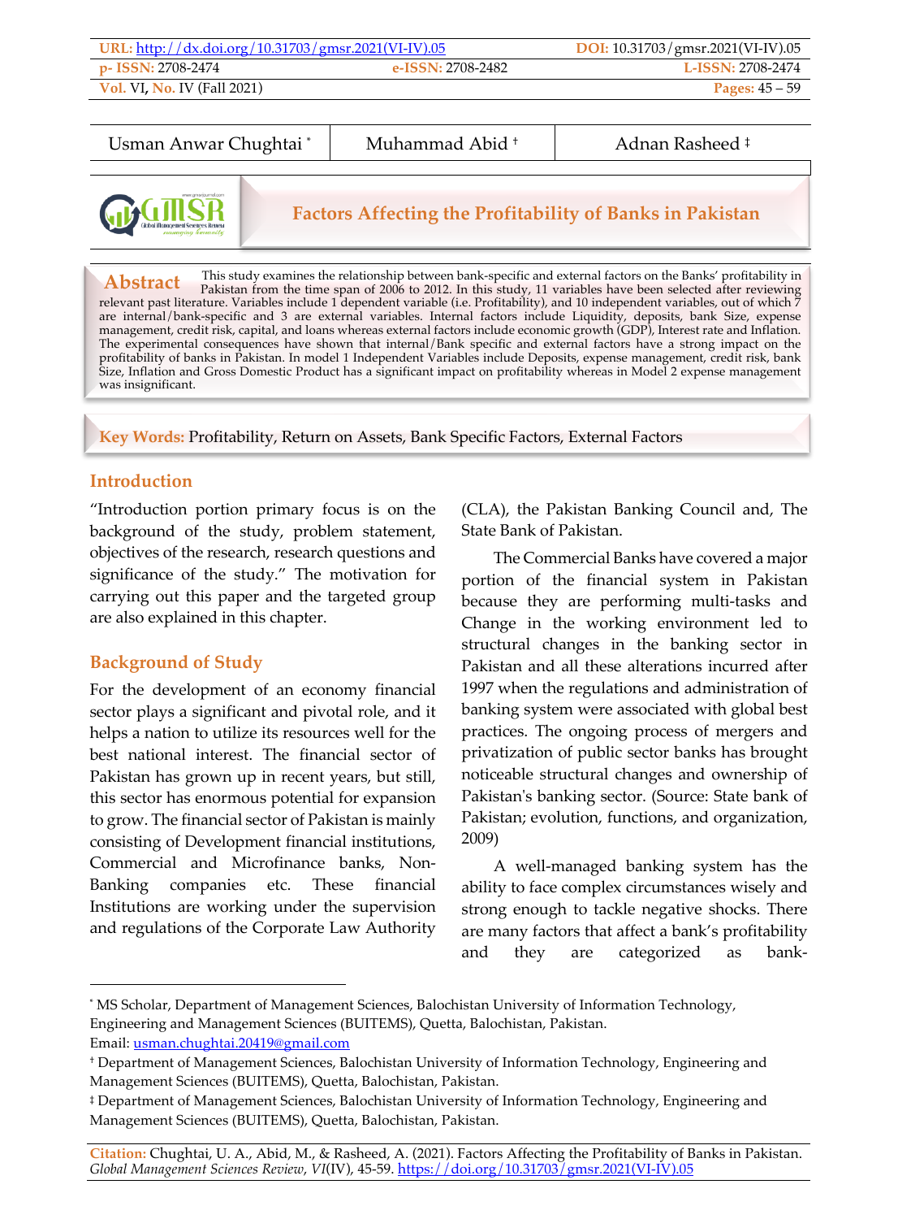URL: http://dx.doi.org/10.31703/gmsr.2021(VI-IV).05 | DOI: 10.31703/gmsr.2021(VI-IV).05

p- ISSN: 2708-2474 | e-ISSN: 2708-2482 | L-ISSN: 2708-2474

Usman Anwar Chughtai [*] | Muhammad Abid [†] | Adnan Rasheed [‡]

# Factors Affecting the Profitability of Banks in Pakistan

**Abstract** This study examines the relationship between bank-specific and external factors on the Banks' profitability in Pakistan from the time span of 2006 to 2012. In this study, 11 variables have been selected after reviewing relevant past literature. Variables include 1 dependent variable (i.e. Profitability), and 10 independent variables, out of which 7 are internal/bank-specific and 3 are external variables. Internal factors include Liquidity, deposits, bank Size, expense management, credit risk, capital, and loans whereas external factors include economic growth (GDP), Interest rate and Inflation. The experimental consequences have shown that internal/Bank specific and external factors have a strong impact on the profitability of banks in Pakistan. In model 1 Independent Variables include Deposits, expense management, credit risk, bank Size, Inflation and Gross Domestic Product has a significant impact on profitability whereas in Model 2 expense management was insignificant.

**Key Words:** Profitability, Return on Assets, Bank Specific Factors, External Factors

## Introduction

"Introduction portion primary focus is on the background of the study, problem statement, objectives of the research, research questions and significance of the study." The motivation for carrying out this paper and the targeted group are also explained in this chapter.

## Background of Study

For the development of an economy financial sector plays a significant and pivotal role, and it helps a nation to utilize its resources well for the best national interest. The financial sector of Pakistan has grown up in recent years, but still, this sector has enormous potential for expansion to grow. The financial sector of Pakistan is mainly consisting of Development financial institutions, Commercial and Microfinance banks, Non-Banking companies etc. These financial Institutions are working under the supervision and regulations of the Corporate Law Authority (CLA), the Pakistan Banking Council and, The State Bank of Pakistan.

The Commercial Banks have covered a major portion of the financial system in Pakistan because they are performing multi-tasks and Change in the working environment led to structural changes in the banking sector in Pakistan and all these alterations incurred after 1997 when the regulations and administration of banking system were associated with global best practices. The ongoing process of mergers and privatization of public sector banks has brought noticeable structural changes and ownership of Pakistan's banking sector. (Source: State bank of Pakistan; evolution, functions, and organization, 2009)

A well-managed banking system has the ability to face complex circumstances wisely and strong enough to tackle negative shocks. There are many factors that affect a bank's profitability and they are categorized as bank-

---

[*] MS Scholar, Department of Management Sciences, Balochistan University of Information Technology, Engineering and Management Sciences (BUITEMS), Quetta, Balochistan, Pakistan. Email: usman.chughtai.20419@gmail.com

[†] Department of Management Sciences, Balochistan University of Information Technology, Engineering and Management Sciences (BUITEMS), Quetta, Balochistan, Pakistan.

[‡] Department of Management Sciences, Balochistan University of Information Technology, Engineering and Management Sciences (BUITEMS), Quetta, Balochistan, Pakistan.

**Citation:** Chughtai, U. A., Abid, M., & Rasheed, A. (2021). Factors Affecting the Profitability of Banks in Pakistan. *Global Management Sciences Review*, *VI*(IV), 45-59. https://doi.org/10.31703/gmsr.2021(VI-IV).05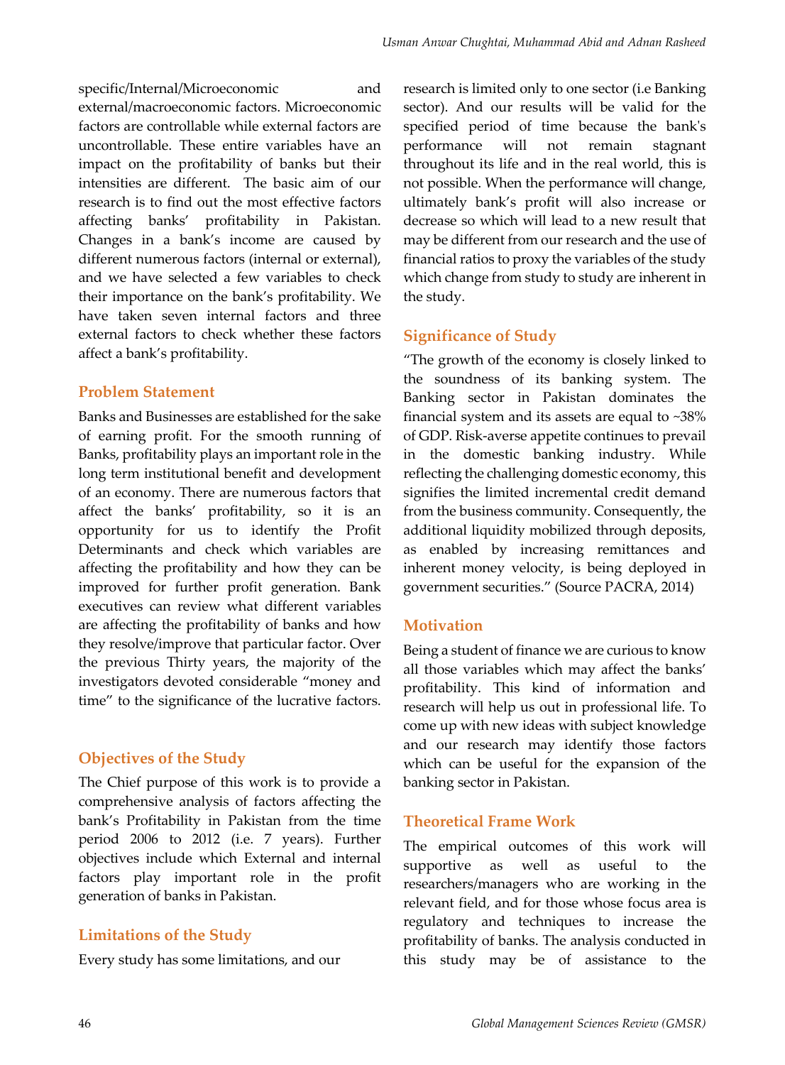specific/Internal/Microeconomic and external/macroeconomic factors. Microeconomic factors are controllable while external factors are uncontrollable. These entire variables have an impact on the profitability of banks but their intensities are different. The basic aim of our research is to find out the most effective factors affecting banks' profitability in Pakistan. Changes in a bank's income are caused by different numerous factors (internal or external), and we have selected a few variables to check their importance on the bank's profitability. We have taken seven internal factors and three external factors to check whether these factors affect a bank's profitability.

## Problem Statement

Banks and Businesses are established for the sake of earning profit. For the smooth running of Banks, profitability plays an important role in the long term institutional benefit and development of an economy. There are numerous factors that affect the banks' profitability, so it is an opportunity for us to identify the Profit Determinants and check which variables are affecting the profitability and how they can be improved for further profit generation. Bank executives can review what different variables are affecting the profitability of banks and how they resolve/improve that particular factor. Over the previous Thirty years, the majority of the investigators devoted considerable "money and time" to the significance of the lucrative factors.

## Objectives of the Study

The Chief purpose of this work is to provide a comprehensive analysis of factors affecting the bank's Profitability in Pakistan from the time period 2006 to 2012 (i.e. 7 years). Further objectives include which External and internal factors play important role in the profit generation of banks in Pakistan.

## Limitations of the Study

Every study has some limitations, and our research is limited only to one sector (i.e Banking sector). And our results will be valid for the specified period of time because the bank's performance will not remain stagnant throughout its life and in the real world, this is not possible. When the performance will change, ultimately bank's profit will also increase or decrease so which will lead to a new result that may be different from our research and the use of financial ratios to proxy the variables of the study which change from study to study are inherent in the study.

## Significance of Study

"The growth of the economy is closely linked to the soundness of its banking system. The Banking sector in Pakistan dominates the financial system and its assets are equal to ~38% of GDP. Risk-averse appetite continues to prevail in the domestic banking industry. While reflecting the challenging domestic economy, this signifies the limited incremental credit demand from the business community. Consequently, the additional liquidity mobilized through deposits, as enabled by increasing remittances and inherent money velocity, is being deployed in government securities." (Source PACRA, 2014)

## Motivation

Being a student of finance we are curious to know all those variables which may affect the banks' profitability. This kind of information and research will help us out in professional life. To come up with new ideas with subject knowledge and our research may identify those factors which can be useful for the expansion of the banking sector in Pakistan.

## Theoretical Frame Work

The empirical outcomes of this work will supportive as well as useful to the researchers/managers who are working in the relevant field, and for those whose focus area is regulatory and techniques to increase the profitability of banks. The analysis conducted in this study may be of assistance to the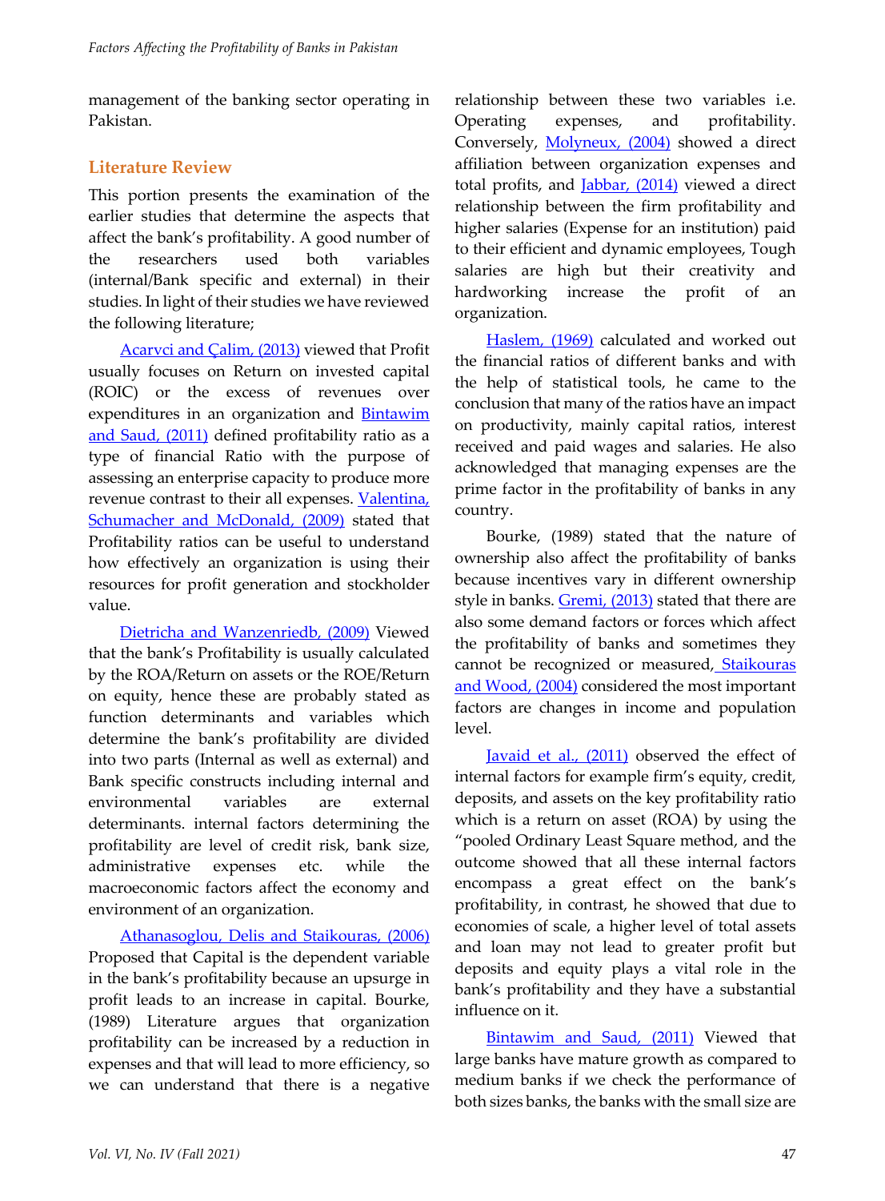management of the banking sector operating in Pakistan.

## Literature Review

This portion presents the examination of the earlier studies that determine the aspects that affect the bank's profitability. A good number of the researchers used both variables (internal/Bank specific and external) in their studies. In light of their studies we have reviewed the following literature;

Acarvci and Çalim, (2013) viewed that Profit usually focuses on Return on invested capital (ROIC) or the excess of revenues over expenditures in an organization and Bintawim and Saud, (2011) defined profitability ratio as a type of financial Ratio with the purpose of assessing an enterprise capacity to produce more revenue contrast to their all expenses. Valentina, Schumacher and McDonald, (2009) stated that Profitability ratios can be useful to understand how effectively an organization is using their resources for profit generation and stockholder value.

Dietricha and Wanzenriedb, (2009) Viewed that the bank's Profitability is usually calculated by the ROA/Return on assets or the ROE/Return on equity, hence these are probably stated as function determinants and variables which determine the bank's profitability are divided into two parts (Internal as well as external) and Bank specific constructs including internal and environmental variables are external determinants. internal factors determining the profitability are level of credit risk, bank size, administrative expenses etc. while the macroeconomic factors affect the economy and environment of an organization.

Athanasoglou, Delis and Staikouras, (2006) Proposed that Capital is the dependent variable in the bank's profitability because an upsurge in profit leads to an increase in capital. Bourke, (1989) Literature argues that organization profitability can be increased by a reduction in expenses and that will lead to more efficiency, so we can understand that there is a negative relationship between these two variables i.e. Operating expenses, and profitability. Conversely, Molyneux, (2004) showed a direct affiliation between organization expenses and total profits, and Jabbar, (2014) viewed a direct relationship between the firm profitability and higher salaries (Expense for an institution) paid to their efficient and dynamic employees, Tough salaries are high but their creativity and hardworking increase the profit of an organization.

Haslem, (1969) calculated and worked out the financial ratios of different banks and with the help of statistical tools, he came to the conclusion that many of the ratios have an impact on productivity, mainly capital ratios, interest received and paid wages and salaries. He also acknowledged that managing expenses are the prime factor in the profitability of banks in any country.

Bourke, (1989) stated that the nature of ownership also affect the profitability of banks because incentives vary in different ownership style in banks. Gremi, (2013) stated that there are also some demand factors or forces which affect the profitability of banks and sometimes they cannot be recognized or measured, Staikouras and Wood, (2004) considered the most important factors are changes in income and population level.

Javaid et al., (2011) observed the effect of internal factors for example firm's equity, credit, deposits, and assets on the key profitability ratio which is a return on asset (ROA) by using the "pooled Ordinary Least Square method, and the outcome showed that all these internal factors encompass a great effect on the bank's profitability, in contrast, he showed that due to economies of scale, a higher level of total assets and loan may not lead to greater profit but deposits and equity plays a vital role in the bank's profitability and they have a substantial influence on it.

Bintawim and Saud, (2011) Viewed that large banks have mature growth as compared to medium banks if we check the performance of both sizes banks, the banks with the small size are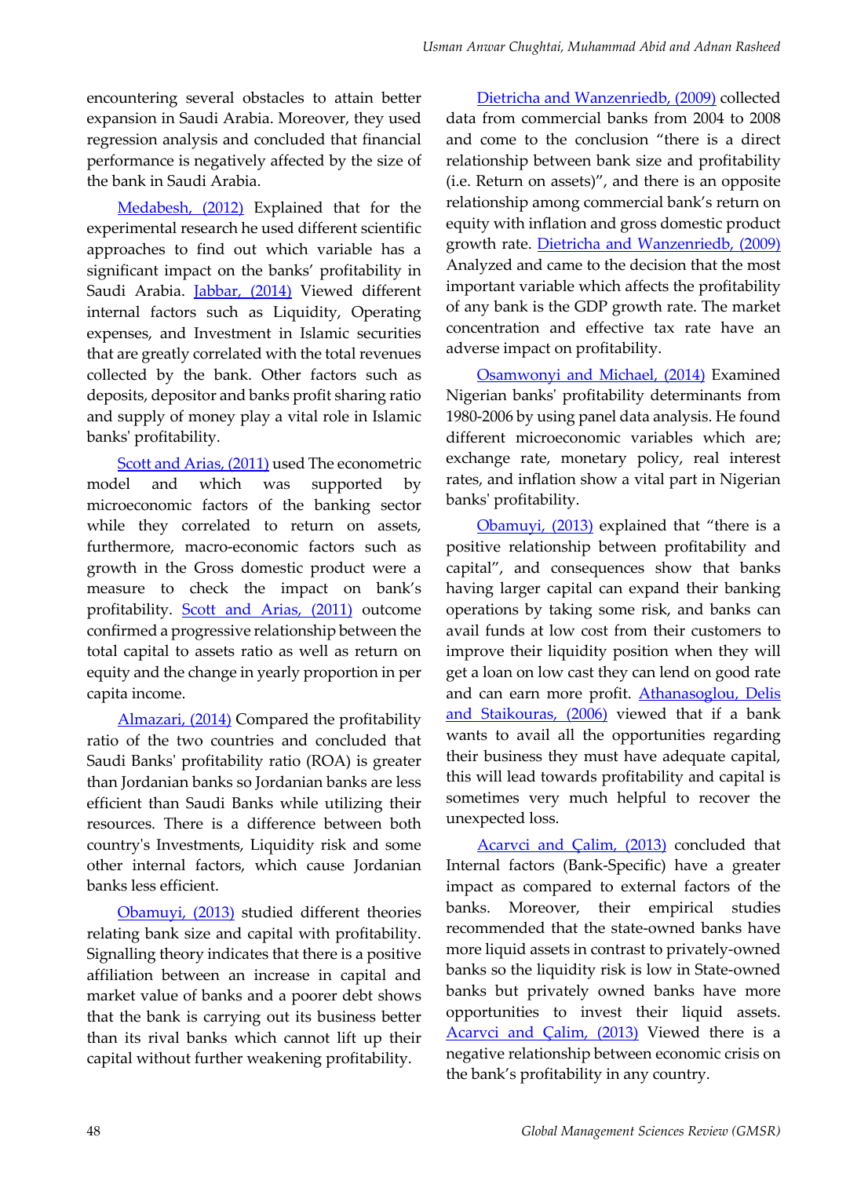encountering several obstacles to attain better expansion in Saudi Arabia. Moreover, they used regression analysis and concluded that financial performance is negatively affected by the size of the bank in Saudi Arabia.

Medabesh, (2012) Explained that for the experimental research he used different scientific approaches to find out which variable has a significant impact on the banks' profitability in Saudi Arabia. Jabbar, (2014) Viewed different internal factors such as Liquidity, Operating expenses, and Investment in Islamic securities that are greatly correlated with the total revenues collected by the bank. Other factors such as deposits, depositor and banks profit sharing ratio and supply of money play a vital role in Islamic banks' profitability.

Scott and Arias, (2011) used The econometric model and which was supported by microeconomic factors of the banking sector while they correlated to return on assets, furthermore, macro-economic factors such as growth in the Gross domestic product were a measure to check the impact on bank's profitability. Scott and Arias, (2011) outcome confirmed a progressive relationship between the total capital to assets ratio as well as return on equity and the change in yearly proportion in per capita income.

Almazari, (2014) Compared the profitability ratio of the two countries and concluded that Saudi Banks' profitability ratio (ROA) is greater than Jordanian banks so Jordanian banks are less efficient than Saudi Banks while utilizing their resources. There is a difference between both country's Investments, Liquidity risk and some other internal factors, which cause Jordanian banks less efficient.

Obamuyi, (2013) studied different theories relating bank size and capital with profitability. Signalling theory indicates that there is a positive affiliation between an increase in capital and market value of banks and a poorer debt shows that the bank is carrying out its business better than its rival banks which cannot lift up their capital without further weakening profitability.

Dietricha and Wanzenriedb, (2009) collected data from commercial banks from 2004 to 2008 and come to the conclusion "there is a direct relationship between bank size and profitability (i.e. Return on assets)", and there is an opposite relationship among commercial bank's return on equity with inflation and gross domestic product growth rate. Dietricha and Wanzenriedb, (2009) Analyzed and came to the decision that the most important variable which affects the profitability of any bank is the GDP growth rate. The market concentration and effective tax rate have an adverse impact on profitability.

Osamwonyi and Michael, (2014) Examined Nigerian banks' profitability determinants from 1980-2006 by using panel data analysis. He found different microeconomic variables which are; exchange rate, monetary policy, real interest rates, and inflation show a vital part in Nigerian banks' profitability.

Obamuyi, (2013) explained that "there is a positive relationship between profitability and capital", and consequences show that banks having larger capital can expand their banking operations by taking some risk, and banks can avail funds at low cost from their customers to improve their liquidity position when they will get a loan on low cast they can lend on good rate and can earn more profit. Athanasoglou, Delis and Staikouras, (2006) viewed that if a bank wants to avail all the opportunities regarding their business they must have adequate capital, this will lead towards profitability and capital is sometimes very much helpful to recover the unexpected loss.

Acarvci and Çalim, (2013) concluded that Internal factors (Bank-Specific) have a greater impact as compared to external factors of the banks. Moreover, their empirical studies recommended that the state-owned banks have more liquid assets in contrast to privately-owned banks so the liquidity risk is low in State-owned banks but privately owned banks have more opportunities to invest their liquid assets. Acarvci and Çalim, (2013) Viewed there is a negative relationship between economic crisis on the bank's profitability in any country.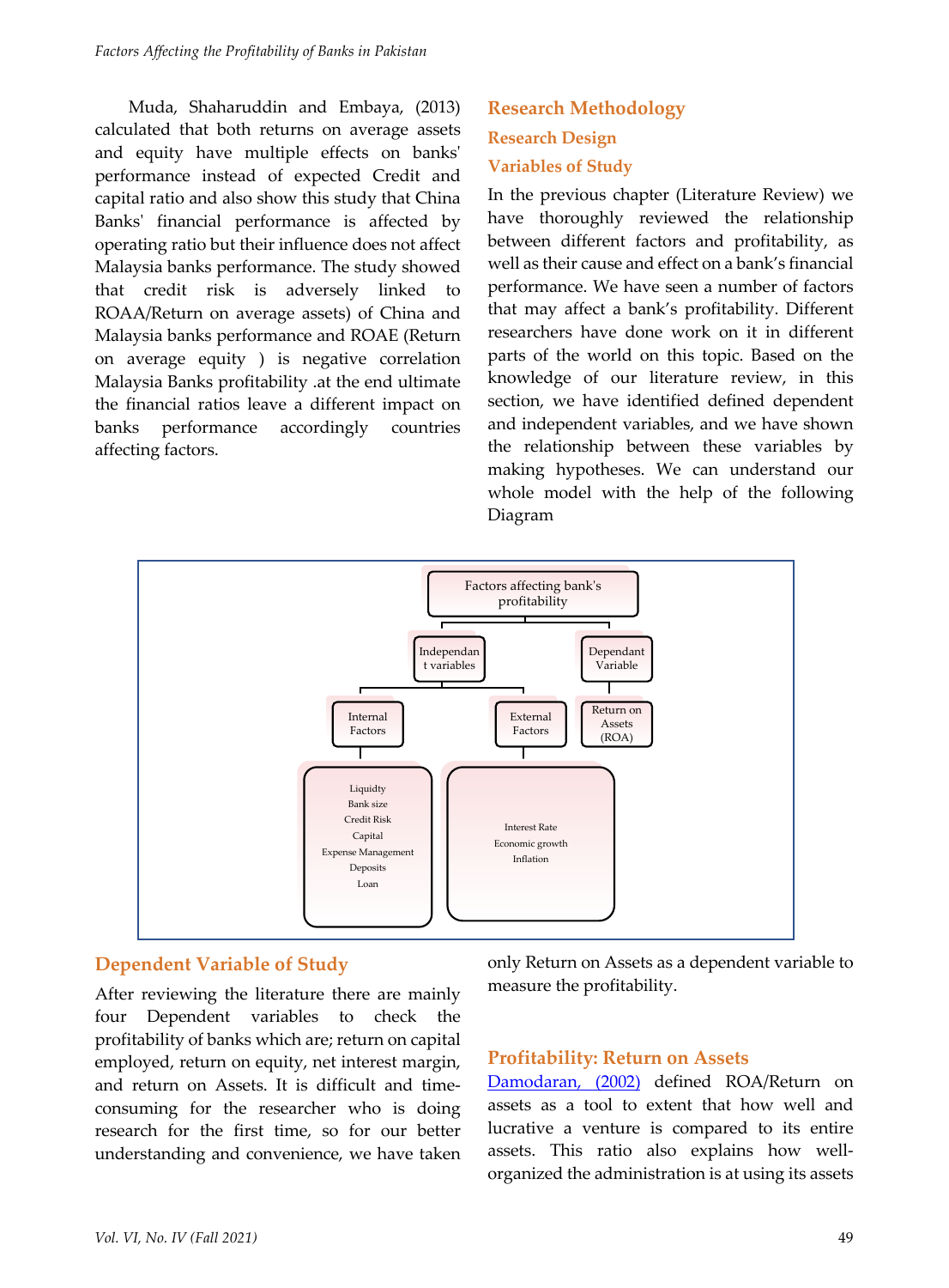Muda, Shaharuddin and Embaya, (2013) calculated that both returns on average assets and equity have multiple effects on banks' performance instead of expected Credit and capital ratio and also show this study that China Banks' financial performance is affected by operating ratio but their influence does not affect Malaysia banks performance. The study showed that credit risk is adversely linked to ROAA/Return on average assets) of China and Malaysia banks performance and ROAE (Return on average equity ) is negative correlation Malaysia Banks profitability .at the end ultimate the financial ratios leave a different impact on banks performance accordingly countries affecting factors.

## Research Methodology

### Research Design

### Variables of Study

In the previous chapter (Literature Review) we have thoroughly reviewed the relationship between different factors and profitability, as well as their cause and effect on a bank's financial performance. We have seen a number of factors that may affect a bank's profitability. Different researchers have done work on it in different parts of the world on this topic. Based on the knowledge of our literature review, in this section, we have identified defined dependent and independent variables, and we have shown the relationship between these variables by making hypotheses. We can understand our whole model with the help of the following Diagram

- Factors affecting bank's profitability
  - Independant variables
    - Internal Factors
      - Liquidty
      - Bank size
      - Credit Risk
      - Capital
      - Expense Management
      - Deposits
      - Loan
    - External Factors
      - Interest Rate
      - Economic growth
      - Inflation
  - Dependant Variable
    - Return on Assets (ROA)

### Dependent Variable of Study

After reviewing the literature there are mainly four Dependent variables to check the profitability of banks which are; return on capital employed, return on equity, net interest margin, and return on Assets. It is difficult and time-consuming for the researcher who is doing research for the first time, so for our better understanding and convenience, we have taken only Return on Assets as a dependent variable to measure the profitability.

### Profitability: Return on Assets

Damodaran, (2002) defined ROA/Return on assets as a tool to extent that how well and lucrative a venture is compared to its entire assets. This ratio also explains how well-organized the administration is at using its assets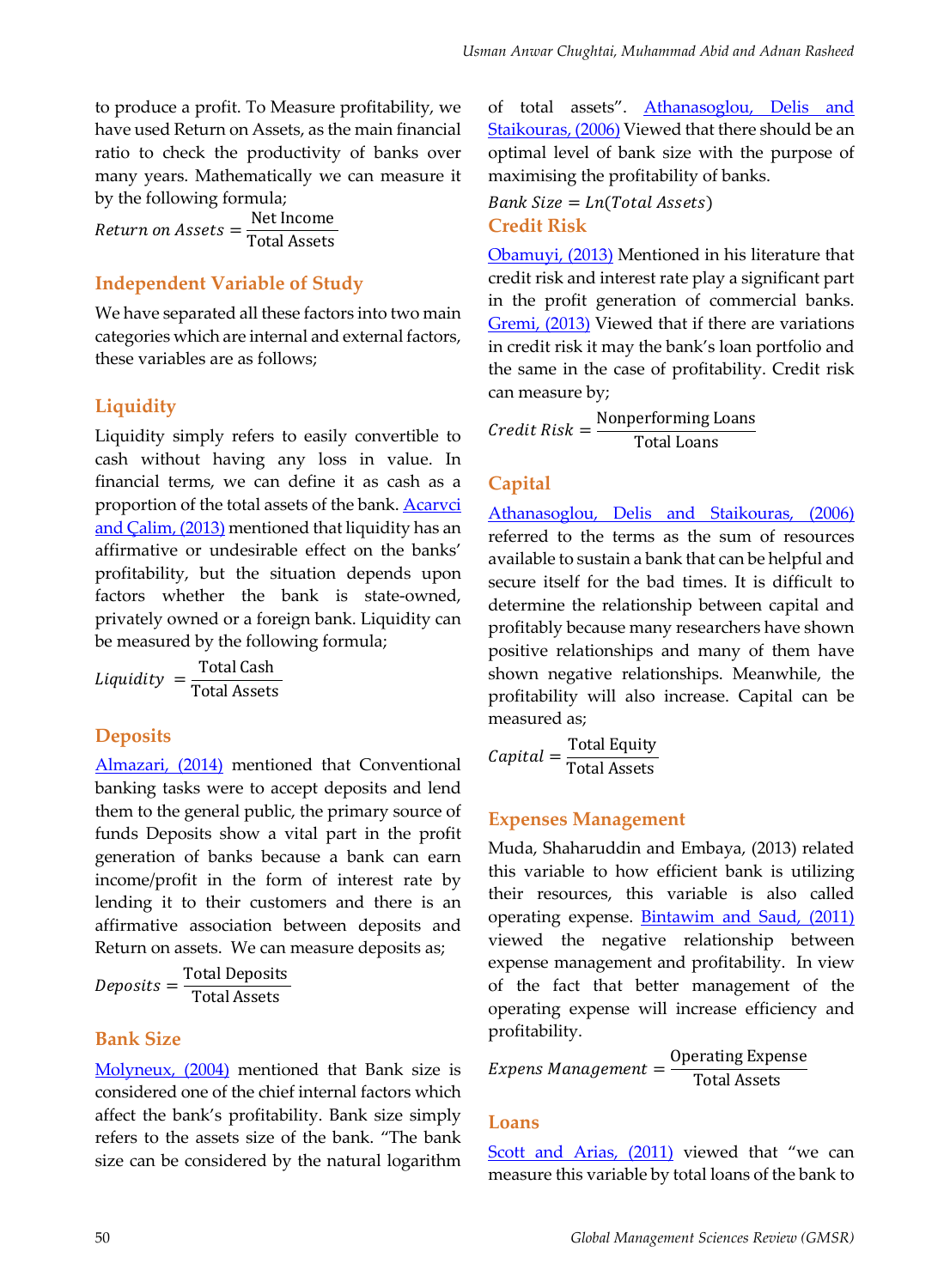to produce a profit. To Measure profitability, we have used Return on Assets, as the main financial ratio to check the productivity of banks over many years. Mathematically we can measure it by the following formula;

$$Return\ on\ Assets = \frac{\text{Net Income}}{\text{Total Assets}}$$

## Independent Variable of Study

We have separated all these factors into two main categories which are internal and external factors, these variables are as follows;

## Liquidity

Liquidity simply refers to easily convertible to cash without having any loss in value. In financial terms, we can define it as cash as a proportion of the total assets of the bank. Acarvci and Çalim, (2013) mentioned that liquidity has an affirmative or undesirable effect on the banks' profitability, but the situation depends upon factors whether the bank is state-owned, privately owned or a foreign bank. Liquidity can be measured by the following formula;

$$Liquidity\ = \frac{\text{Total Cash}}{\text{Total Assets}}$$

## Deposits

Almazari, (2014) mentioned that Conventional banking tasks were to accept deposits and lend them to the general public, the primary source of funds Deposits show a vital part in the profit generation of banks because a bank can earn income/profit in the form of interest rate by lending it to their customers and there is an affirmative association between deposits and Return on assets. We can measure deposits as;

$$Deposits = \frac{\text{Total Deposits}}{\text{Total Assets}}$$

## Bank Size

Molyneux, (2004) mentioned that Bank size is considered one of the chief internal factors which affect the bank's profitability. Bank size simply refers to the assets size of the bank. "The bank size can be considered by the natural logarithm of total assets". Athanasoglou, Delis and Staikouras, (2006) Viewed that there should be an optimal level of bank size with the purpose of maximising the profitability of banks.

$$Bank\ Size = Ln(Total\ Assets)$$

## Credit Risk

Obamuyi, (2013) Mentioned in his literature that credit risk and interest rate play a significant part in the profit generation of commercial banks. Gremi, (2013) Viewed that if there are variations in credit risk it may the bank's loan portfolio and the same in the case of profitability. Credit risk can measure by;

$$Credit\ Risk = \frac{\text{Nonperforming Loans}}{\text{Total Loans}}$$

## Capital

Athanasoglou, Delis and Staikouras, (2006) referred to the terms as the sum of resources available to sustain a bank that can be helpful and secure itself for the bad times. It is difficult to determine the relationship between capital and profitably because many researchers have shown positive relationships and many of them have shown negative relationships. Meanwhile, the profitability will also increase. Capital can be measured as;

$$Capital = \frac{\text{Total Equity}}{\text{Total Assets}}$$

## Expenses Management

Muda, Shaharuddin and Embaya, (2013) related this variable to how efficient bank is utilizing their resources, this variable is also called operating expense. Bintawim and Saud, (2011) viewed the negative relationship between expense management and profitability. In view of the fact that better management of the operating expense will increase efficiency and profitability.

$$Expens\ Management = \frac{\text{Operating Expense}}{\text{Total Assets}}$$

## Loans

Scott and Arias, (2011) viewed that "we can measure this variable by total loans of the bank to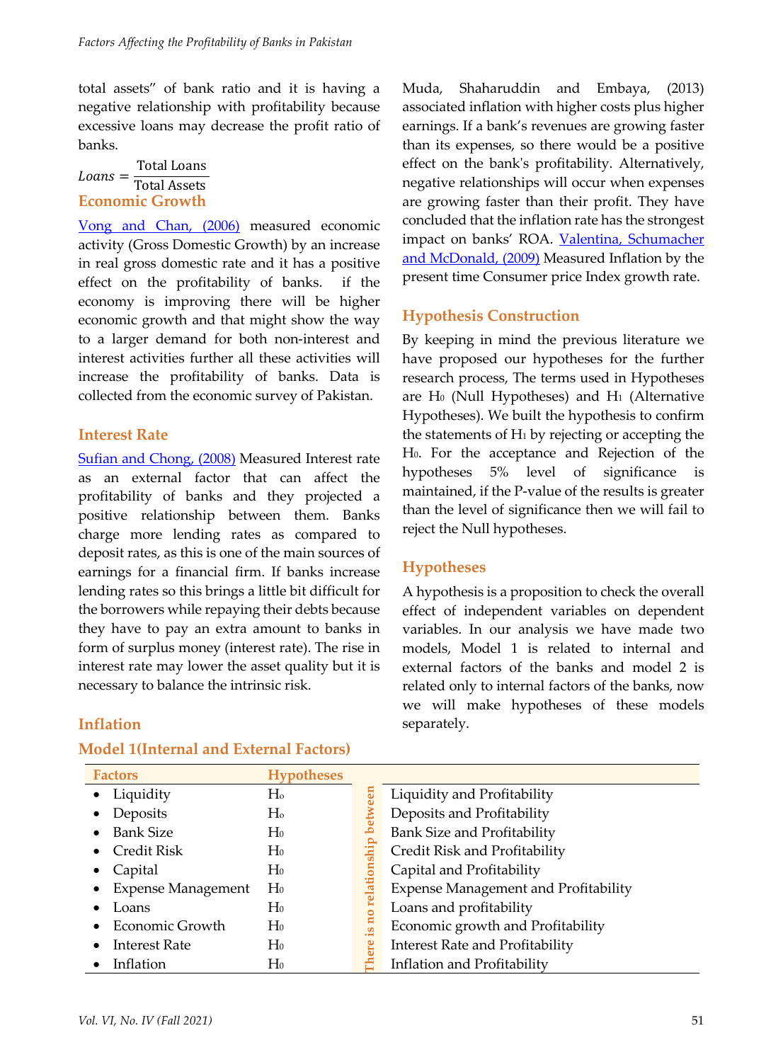total assets" of bank ratio and it is having a negative relationship with profitability because excessive loans may decrease the profit ratio of banks.

$$Loans = \frac{\text{Total Loans}}{\text{Total Assets}}$$

### Economic Growth

Vong and Chan, (2006) measured economic activity (Gross Domestic Growth) by an increase in real gross domestic rate and it has a positive effect on the profitability of banks. if the economy is improving there will be higher economic growth and that might show the way to a larger demand for both non-interest and interest activities further all these activities will increase the profitability of banks. Data is collected from the economic survey of Pakistan.

### Interest Rate

Sufian and Chong, (2008) Measured Interest rate as an external factor that can affect the profitability of banks and they projected a positive relationship between them. Banks charge more lending rates as compared to deposit rates, as this is one of the main sources of earnings for a financial firm. If banks increase lending rates so this brings a little bit difficult for the borrowers while repaying their debts because they have to pay an extra amount to banks in form of surplus money (interest rate). The rise in interest rate may lower the asset quality but it is necessary to balance the intrinsic risk.

### Inflation

Muda, Shaharuddin and Embaya, (2013) associated inflation with higher costs plus higher earnings. If a bank's revenues are growing faster than its expenses, so there would be a positive effect on the bank's profitability. Alternatively, negative relationships will occur when expenses are growing faster than their profit. They have concluded that the inflation rate has the strongest impact on banks' ROA. Valentina, Schumacher and McDonald, (2009) Measured Inflation by the present time Consumer price Index growth rate.

### Hypothesis Construction

By keeping in mind the previous literature we have proposed our hypotheses for the further research process, The terms used in Hypotheses are $H_0$ (Null Hypotheses) and $H_1$ (Alternative Hypotheses). We built the hypothesis to confirm the statements of $H_1$ by rejecting or accepting the $H_0$. For the acceptance and Rejection of the hypotheses 5% level of significance is maintained, if the P-value of the results is greater than the level of significance then we will fail to reject the Null hypotheses.

### Hypotheses

A hypothesis is a proposition to check the overall effect of independent variables on dependent variables. In our analysis we have made two models, Model 1 is related to internal and external factors of the banks and model 2 is related only to internal factors of the banks, now we will make hypotheses of these models separately.

### Model 1(Internal and External Factors)

| Factors | Hypotheses | | |
|---|---|---|---|
| • Liquidity | $H_0$ | There is no relationship between | Liquidity and Profitability |
| • Deposits | $H_0$ | | Deposits and Profitability |
| • Bank Size | $H_0$ | | Bank Size and Profitability |
| • Credit Risk | $H_0$ | | Credit Risk and Profitability |
| • Capital | $H_0$ | | Capital and Profitability |
| • Expense Management | $H_0$ | | Expense Management and Profitability |
| • Loans | $H_0$ | | Loans and profitability |
| • Economic Growth | $H_0$ | | Economic growth and Profitability |
| • Interest Rate | $H_0$ | | Interest Rate and Profitability |
| • Inflation | $H_0$ | | Inflation and Profitability |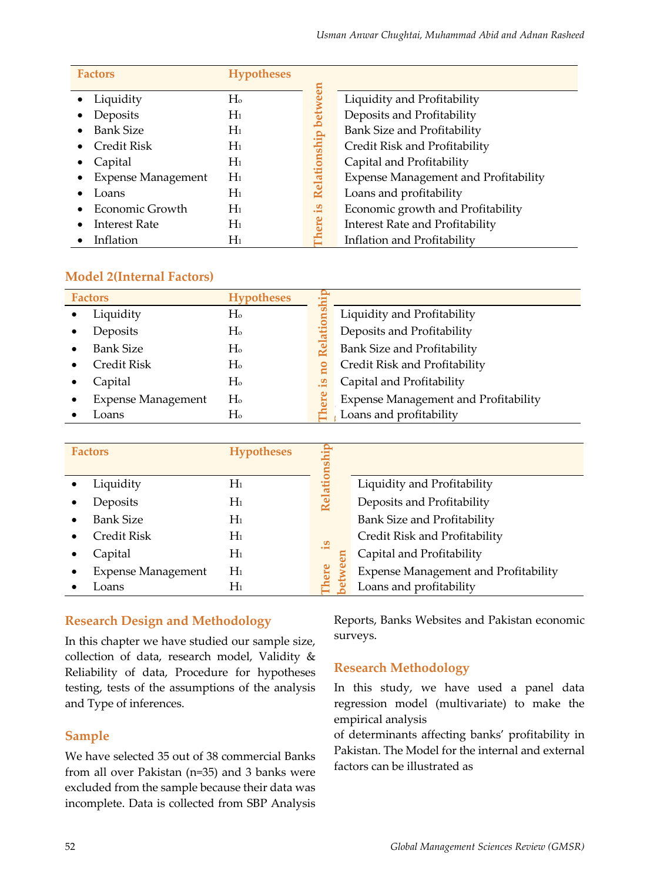| Factors | Hypotheses | | |
|---|---|---|---|
| • Liquidity | $H_0$ | There is Relationship between | Liquidity and Profitability |
| • Deposits | $H_1$ | | Deposits and Profitability |
| • Bank Size | $H_1$ | | Bank Size and Profitability |
| • Credit Risk | $H_1$ | | Credit Risk and Profitability |
| • Capital | $H_1$ | | Capital and Profitability |
| • Expense Management | $H_1$ | | Expense Management and Profitability |
| • Loans | $H_1$ | | Loans and profitability |
| • Economic Growth | $H_1$ | | Economic growth and Profitability |
| • Interest Rate | $H_1$ | | Interest Rate and Profitability |
| • Inflation | $H_1$ | | Inflation and Profitability |

### Model 2(Internal Factors)

| Factors | Hypotheses | | |
|---|---|---|---|
| • Liquidity | $H_0$ | There is no Relationship | Liquidity and Profitability |
| • Deposits | $H_0$ | | Deposits and Profitability |
| • Bank Size | $H_0$ | | Bank Size and Profitability |
| • Credit Risk | $H_0$ | | Credit Risk and Profitability |
| • Capital | $H_0$ | | Capital and Profitability |
| • Expense Management | $H_0$ | | Expense Management and Profitability |
| • Loans | $H_0$ | | Loans and profitability |

| Factors | Hypotheses | | |
|---|---|---|---|
| • Liquidity | $H_1$ | There is Relationship between | Liquidity and Profitability |
| • Deposits | $H_1$ | | Deposits and Profitability |
| • Bank Size | $H_1$ | | Bank Size and Profitability |
| • Credit Risk | $H_1$ | | Credit Risk and Profitability |
| • Capital | $H_1$ | | Capital and Profitability |
| • Expense Management | $H_1$ | | Expense Management and Profitability |
| • Loans | $H_1$ | | Loans and profitability |

## Research Design and Methodology

In this chapter we have studied our sample size, collection of data, research model, Validity & Reliability of data, Procedure for hypotheses testing, tests of the assumptions of the analysis and Type of inferences.

## Sample

We have selected 35 out of 38 commercial Banks from all over Pakistan (n=35) and 3 banks were excluded from the sample because their data was incomplete. Data is collected from SBP Analysis Reports, Banks Websites and Pakistan economic surveys.

## Research Methodology

In this study, we have used a panel data regression model (multivariate) to make the empirical analysis of determinants affecting banks' profitability in Pakistan. The Model for the internal and external factors can be illustrated as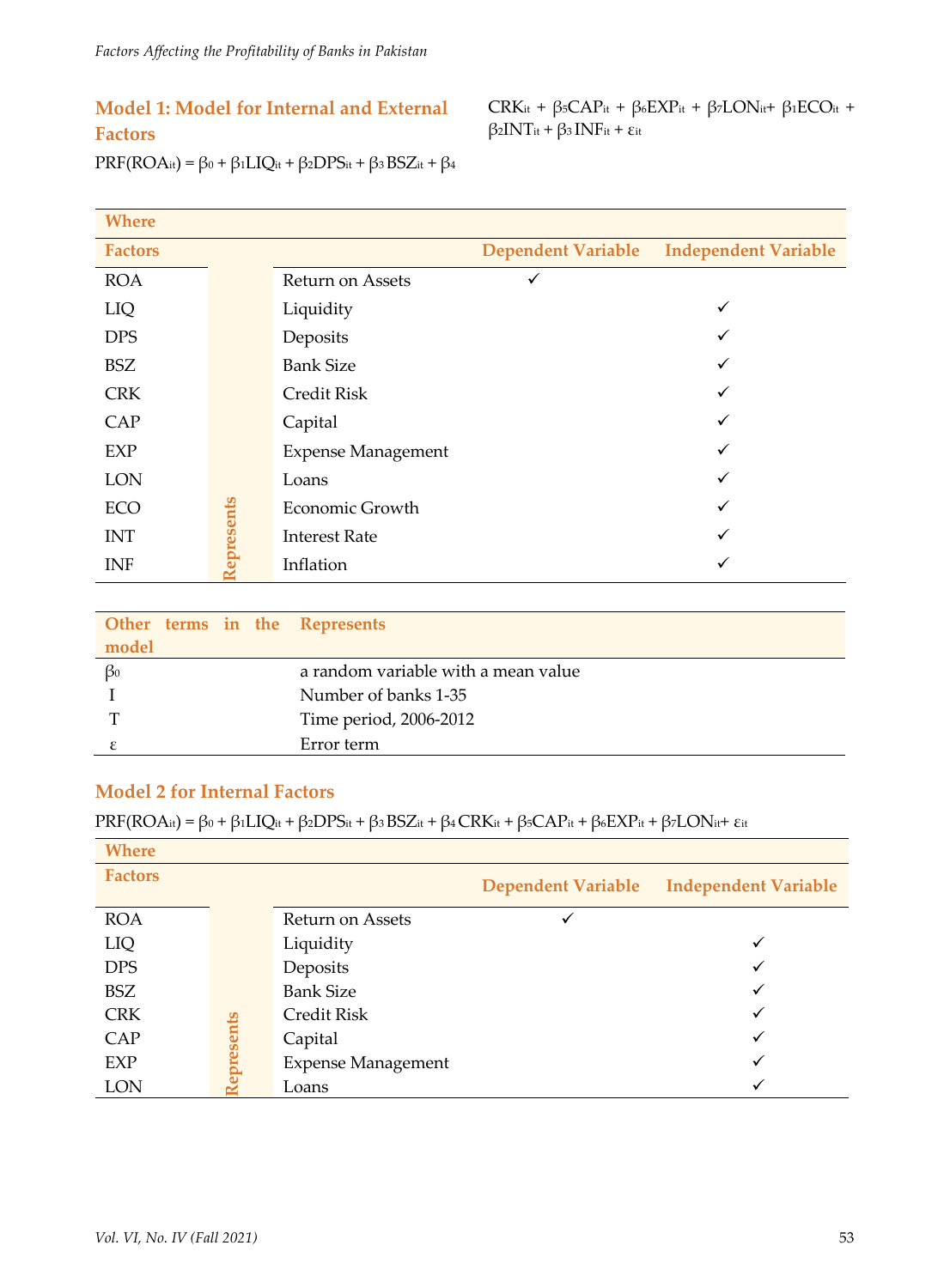### Model 1: Model for Internal and External Factors

$$PRF(ROA_{it}) = \beta_0 + \beta_1 LIQ_{it} + \beta_2 DPS_{it} + \beta_3 BSZ_{it} + \beta_4 CRK_{it} + \beta_5 CAP_{it} + \beta_6 EXP_{it} + \beta_7 LON_{it} + \beta_1 ECO_{it} + \beta_2 INT_{it} + \beta_3 INF_{it} + \varepsilon_{it}$$

| Where | | | | |
|---|---|---|---|---|
| **Factors** | | | **Dependent Variable** | **Independent Variable** |
| ROA | Represents | Return on Assets | ✓ | |
| LIQ | | Liquidity | | ✓ |
| DPS | | Deposits | | ✓ |
| BSZ | | Bank Size | | ✓ |
| CRK | | Credit Risk | | ✓ |
| CAP | | Capital | | ✓ |
| EXP | | Expense Management | | ✓ |
| LON | | Loans | | ✓ |
| ECO | | Economic Growth | | ✓ |
| INT | | Interest Rate | | ✓ |
| INF | | Inflation | | ✓ |

| Other terms in the model | Represents |
|---|---|
| $\beta_0$ | a random variable with a mean value |
| I | Number of banks 1-35 |
| T | Time period, 2006-2012 |
| $\varepsilon$ | Error term |

### Model 2 for Internal Factors

$$PRF(ROA_{it}) = \beta_0 + \beta_1 LIQ_{it} + \beta_2 DPS_{it} + \beta_3 BSZ_{it} + \beta_4 CRK_{it} + \beta_5 CAP_{it} + \beta_6 EXP_{it} + \beta_7 LON_{it} + \varepsilon_{it}$$

| Where | | | | |
|---|---|---|---|---|
| **Factors** | | | **Dependent Variable** | **Independent Variable** |
| ROA | Represents | Return on Assets | ✓ | |
| LIQ | | Liquidity | | ✓ |
| DPS | | Deposits | | ✓ |
| BSZ | | Bank Size | | ✓ |
| CRK | | Credit Risk | | ✓ |
| CAP | | Capital | | ✓ |
| EXP | | Expense Management | | ✓ |
| LON | | Loans | | ✓ |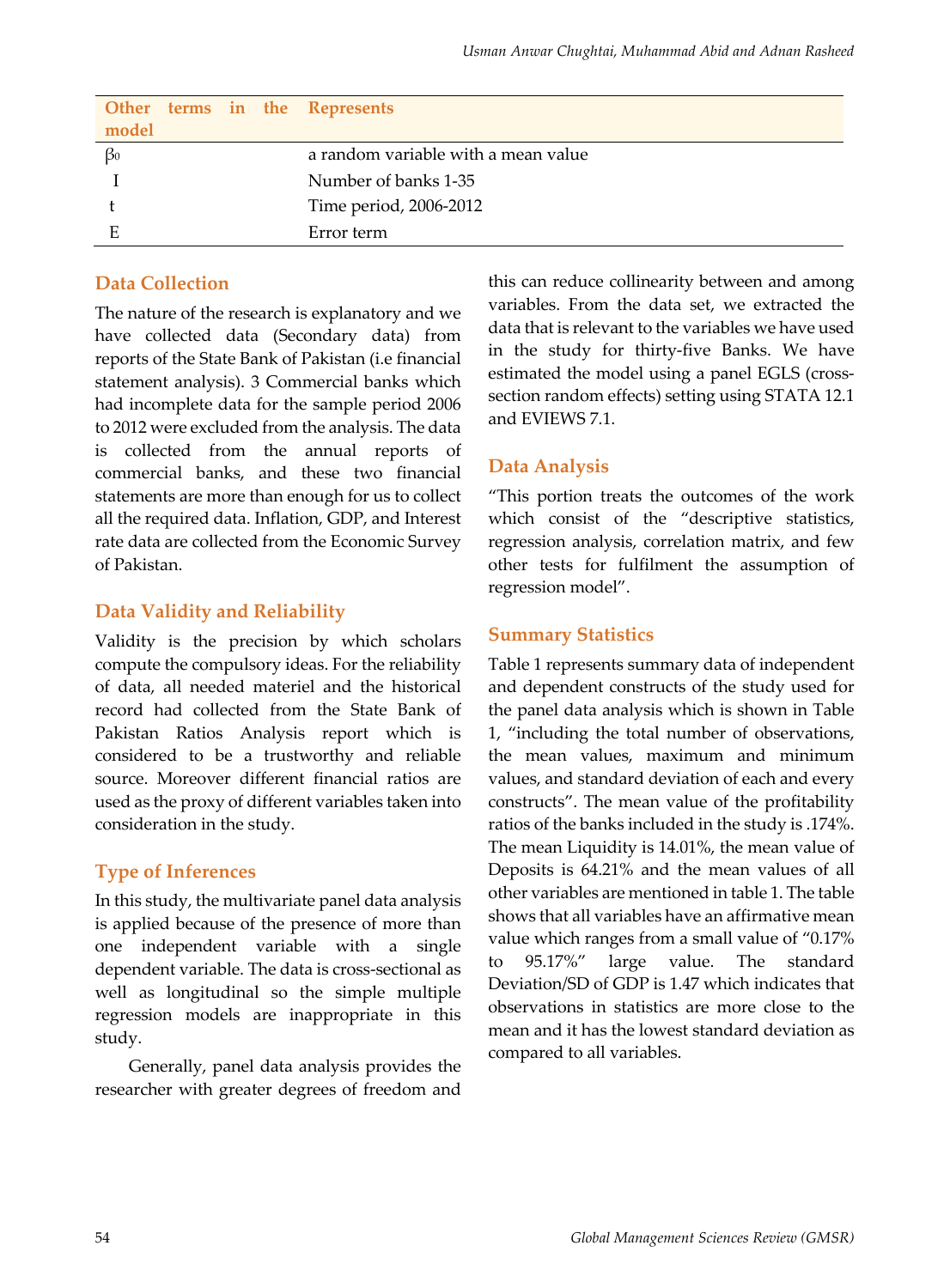| Other terms in the model | Represents |
|---|---|
| $\beta_0$ | a random variable with a mean value |
| I | Number of banks 1-35 |
| t | Time period, 2006-2012 |
| E | Error term |

## Data Collection

The nature of the research is explanatory and we have collected data (Secondary data) from reports of the State Bank of Pakistan (i.e financial statement analysis). 3 Commercial banks which had incomplete data for the sample period 2006 to 2012 were excluded from the analysis. The data is collected from the annual reports of commercial banks, and these two financial statements are more than enough for us to collect all the required data. Inflation, GDP, and Interest rate data are collected from the Economic Survey of Pakistan.

## Data Validity and Reliability

Validity is the precision by which scholars compute the compulsory ideas. For the reliability of data, all needed materiel and the historical record had collected from the State Bank of Pakistan Ratios Analysis report which is considered to be a trustworthy and reliable source. Moreover different financial ratios are used as the proxy of different variables taken into consideration in the study.

## Type of Inferences

In this study, the multivariate panel data analysis is applied because of the presence of more than one independent variable with a single dependent variable. The data is cross-sectional as well as longitudinal so the simple multiple regression models are inappropriate in this study.

Generally, panel data analysis provides the researcher with greater degrees of freedom and this can reduce collinearity between and among variables. From the data set, we extracted the data that is relevant to the variables we have used in the study for thirty-five Banks. We have estimated the model using a panel EGLS (cross-section random effects) setting using STATA 12.1 and EVIEWS 7.1.

## Data Analysis

"This portion treats the outcomes of the work which consist of the "descriptive statistics, regression analysis, correlation matrix, and few other tests for fulfilment the assumption of regression model".

## Summary Statistics

Table 1 represents summary data of independent and dependent constructs of the study used for the panel data analysis which is shown in Table 1, "including the total number of observations, the mean values, maximum and minimum values, and standard deviation of each and every constructs". The mean value of the profitability ratios of the banks included in the study is .174%. The mean Liquidity is 14.01%, the mean value of Deposits is 64.21% and the mean values of all other variables are mentioned in table 1. The table shows that all variables have an affirmative mean value which ranges from a small value of "0.17% to 95.17%" large value. The standard Deviation/SD of GDP is 1.47 which indicates that observations in statistics are more close to the mean and it has the lowest standard deviation as compared to all variables.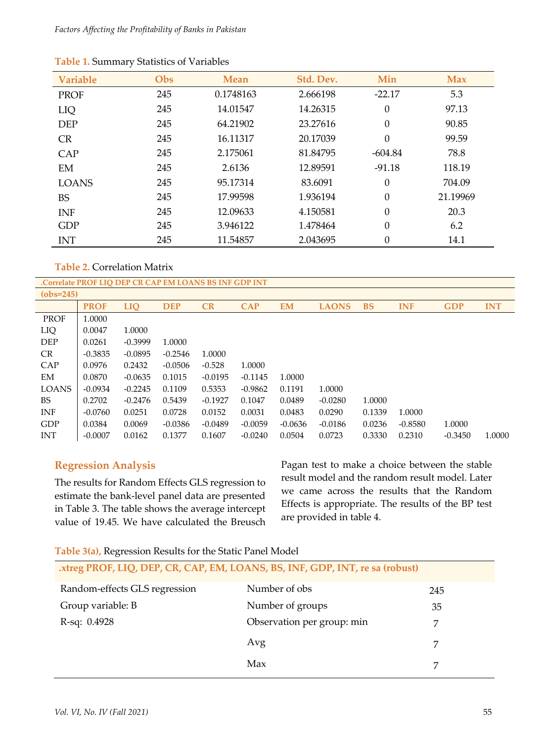**Table 1.** Summary Statistics of Variables

| Variable | Obs | Mean | Std. Dev. | Min | Max |
|---|---|---|---|---|---|
| PROF | 245 | 0.1748163 | 2.666198 | -22.17 | 5.3 |
| LIQ | 245 | 14.01547 | 14.26315 | 0 | 97.13 |
| DEP | 245 | 64.21902 | 23.27616 | 0 | 90.85 |
| CR | 245 | 16.11317 | 20.17039 | 0 | 99.59 |
| CAP | 245 | 2.175061 | 81.84795 | -604.84 | 78.8 |
| EM | 245 | 2.6136 | 12.89591 | -91.18 | 118.19 |
| LOANS | 245 | 95.17314 | 83.6091 | 0 | 704.09 |
| BS | 245 | 17.99598 | 1.936194 | 0 | 21.19969 |
| INF | 245 | 12.09633 | 4.150581 | 0 | 20.3 |
| GDP | 245 | 3.946122 | 1.478464 | 0 | 6.2 |
| INT | 245 | 11.54857 | 2.043695 | 0 | 14.1 |

**Table 2.** Correlation Matrix

.Correlate PROF LIQ DEP CR CAP EM LOANS BS INF GDP INT

(obs=245)

| | PROF | LIQ | DEP | CR | CAP | EM | LAONS | BS | INF | GDP | INT |
|---|---|---|---|---|---|---|---|---|---|---|---|
| PROF | 1.0000 | | | | | | | | | | |
| LIQ | 0.0047 | 1.0000 | | | | | | | | | |
| DEP | 0.0261 | -0.3999 | 1.0000 | | | | | | | | |
| CR | -0.3835 | -0.0895 | -0.2546 | 1.0000 | | | | | | | |
| CAP | 0.0976 | 0.2432 | -0.0506 | -0.528 | 1.0000 | | | | | | |
| EM | 0.0870 | -0.0635 | 0.1015 | -0.0195 | -0.1145 | 1.0000 | | | | | |
| LOANS | -0.0934 | -0.2245 | 0.1109 | 0.5353 | -0.9862 | 0.1191 | 1.0000 | | | | |
| BS | 0.2702 | -0.2476 | 0.5439 | -0.1927 | 0.1047 | 0.0489 | -0.0280 | 1.0000 | | | |
| INF | -0.0760 | 0.0251 | 0.0728 | 0.0152 | 0.0031 | 0.0483 | 0.0290 | 0.1339 | 1.0000 | | |
| GDP | 0.0384 | 0.0069 | -0.0386 | -0.0489 | -0.0059 | -0.0636 | -0.0186 | 0.0236 | -0.8580 | 1.0000 | |
| INT | -0.0007 | 0.0162 | 0.1377 | 0.1607 | -0.0240 | 0.0504 | 0.0723 | 0.3330 | 0.2310 | -0.3450 | 1.0000 |

## Regression Analysis

The results for Random Effects GLS regression to estimate the bank-level panel data are presented in Table 3. The table shows the average intercept value of 19.45. We have calculated the Breusch Pagan test to make a choice between the stable result model and the random result model. Later we came across the results that the Random Effects is appropriate. The results of the BP test are provided in table 4.

**Table 3(a),** Regression Results for the Static Panel Model

.xtreg PROF, LIQ, DEP, CR, CAP, EM, LOANS, BS, INF, GDP, INT, re sa (robust)

| | | |
|---|---|---|
| Random-effects GLS regression | Number of obs | 245 |
| Group variable: B | Number of groups | 35 |
| R-sq: 0.4928 | Observation per group: min | 7 |
| | Avg | 7 |
| | Max | 7 |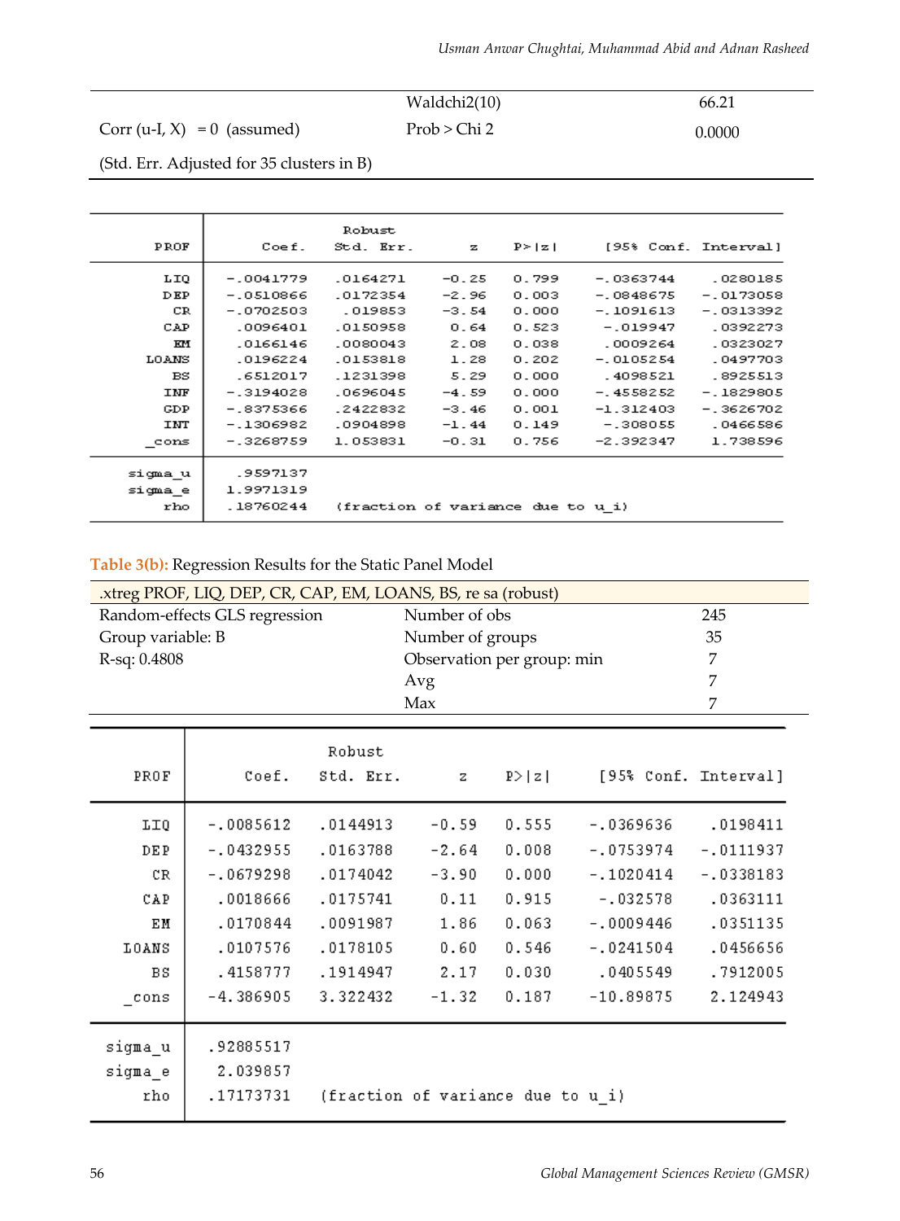| | | |
|---|---|---|
| | Waldchi2(10) | 66.21 |
| Corr (u-I, X) = 0 (assumed) | Prob > Chi 2 | 0.0000 |
| (Std. Err. Adjusted for 35 clusters in B) | | |

| PROF | Coef. | Robust Std. Err. | z | P>\|z\| | [95% Conf. | Interval] |
|---|---|---|---|---|---|---|
| LIQ | -.0041779 | .0164271 | -0.25 | 0.799 | -.0363744 | .0280185 |
| DEP | -.0510866 | .0172354 | -2.96 | 0.003 | -.0848675 | -.0173058 |
| CR | -.0702503 | .019853 | -3.54 | 0.000 | -.1091613 | -.0313392 |
| CAP | .0096401 | .0150958 | 0.64 | 0.523 | -.019947 | .0392273 |
| EM | .0166146 | .0080043 | 2.08 | 0.038 | .0009264 | .0323027 |
| LOANS | .0196224 | .0153818 | 1.28 | 0.202 | -.0105254 | .0497703 |
| BS | .6512017 | .1231398 | 5.29 | 0.000 | .4098521 | .8925513 |
| INF | -.3194028 | .0696045 | -4.59 | 0.000 | -.4558252 | -.1829805 |
| GDP | -.8375366 | .2422832 | -3.46 | 0.001 | -1.312403 | -.3626702 |
| INT | -.1306982 | .0904898 | -1.44 | 0.149 | -.308055 | .0466586 |
| _cons | -.3268759 | 1.053831 | -0.31 | 0.756 | -2.392347 | 1.738596 |
| sigma_u | .9597137 | | | | | |
| sigma_e | 1.9971319 | | | | | |
| rho | .18760244 | (fraction of variance due to u_i) | | | | |

**Table 3(b):** Regression Results for the Static Panel Model

.xtreg PROF, LIQ, DEP, CR, CAP, EM, LOANS, BS, re sa (robust)

| | | |
|---|---|---|
| Random-effects GLS regression | Number of obs | 245 |
| Group variable: B | Number of groups | 35 |
| R-sq: 0.4808 | Observation per group: min | 7 |
| | Avg | 7 |
| | Max | 7 |

| PROF | Coef. | Robust Std. Err. | z | P>\|z\| | [95% Conf. | Interval] |
|---|---|---|---|---|---|---|
| LIQ | -.0085612 | .0144913 | -0.59 | 0.555 | -.0369636 | .0198411 |
| DEP | -.0432955 | .0163788 | -2.64 | 0.008 | -.0753974 | -.0111937 |
| CR | -.0679298 | .0174042 | -3.90 | 0.000 | -.1020414 | -.0338183 |
| CAP | .0018666 | .0175741 | 0.11 | 0.915 | -.032578 | .0363111 |
| EM | .0170844 | .0091987 | 1.86 | 0.063 | -.0009446 | .0351135 |
| LOANS | .0107576 | .0178105 | 0.60 | 0.546 | -.0241504 | .0456656 |
| BS | .4158777 | .1914947 | 2.17 | 0.030 | .0405549 | .7912005 |
| _cons | -4.386905 | 3.322432 | -1.32 | 0.187 | -10.89875 | 2.124943 |
| sigma_u | .92885517 | | | | | |
| sigma_e | 2.039857 | | | | | |
| rho | .17173731 | (fraction of variance due to u_i) | | | | |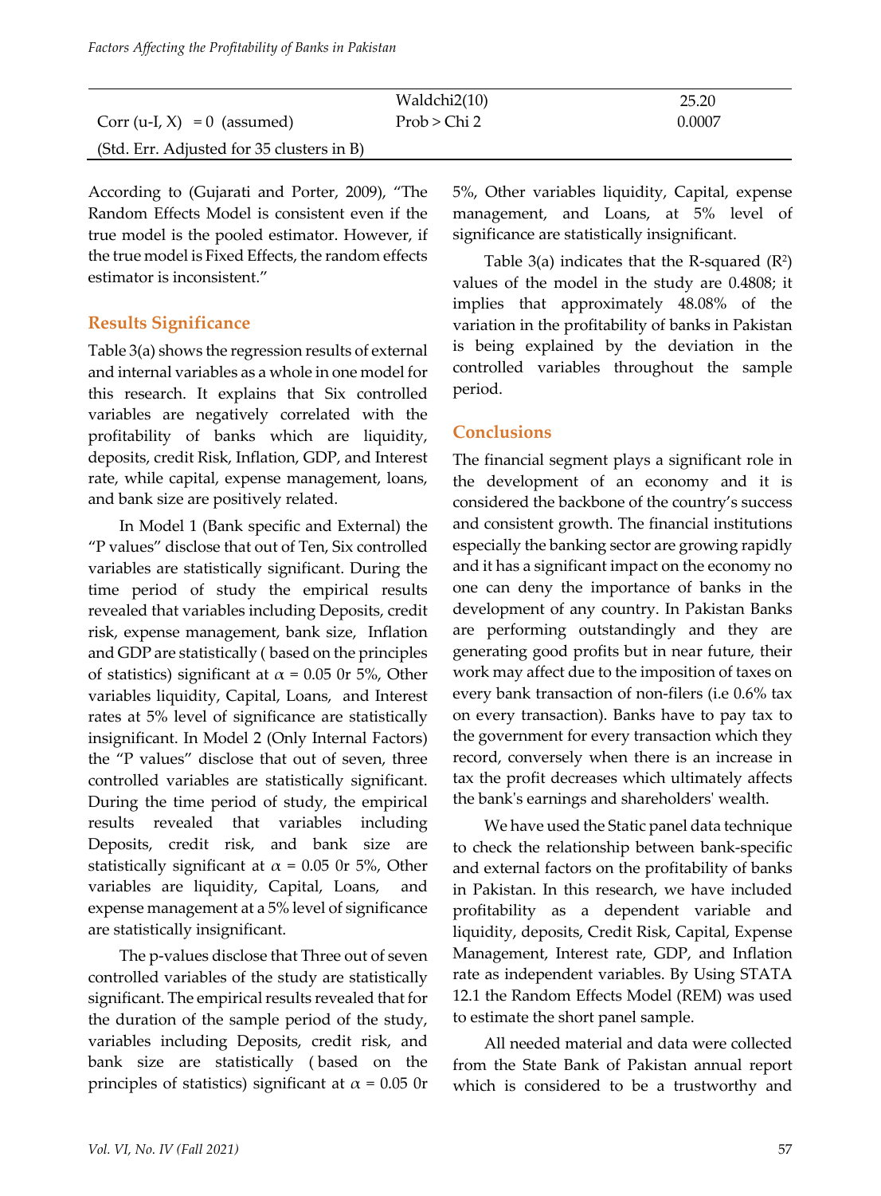| Corr (u-I, X) = 0 (assumed) | Waldchi2(10) | 25.20 |
|---|---|---|
| | Prob > Chi 2 | 0.0007 |
| (Std. Err. Adjusted for 35 clusters in B) | | |

According to (Gujarati and Porter, 2009), "The Random Effects Model is consistent even if the true model is the pooled estimator. However, if the true model is Fixed Effects, the random effects estimator is inconsistent."

## Results Significance

Table 3(a) shows the regression results of external and internal variables as a whole in one model for this research. It explains that Six controlled variables are negatively correlated with the profitability of banks which are liquidity, deposits, credit Risk, Inflation, GDP, and Interest rate, while capital, expense management, loans, and bank size are positively related.

In Model 1 (Bank specific and External) the "P values" disclose that out of Ten, Six controlled variables are statistically significant. During the time period of study the empirical results revealed that variables including Deposits, credit risk, expense management, bank size, Inflation and GDP are statistically ( based on the principles of statistics) significant at $\alpha = 0.05$ 0r 5%, Other variables liquidity, Capital, Loans, and Interest rates at 5% level of significance are statistically insignificant. In Model 2 (Only Internal Factors) the "P values" disclose that out of seven, three controlled variables are statistically significant. During the time period of study, the empirical results revealed that variables including Deposits, credit risk, and bank size are statistically significant at $\alpha = 0.05$ 0r 5%, Other variables are liquidity, Capital, Loans, and expense management at a 5% level of significance are statistically insignificant.

The p-values disclose that Three out of seven controlled variables of the study are statistically significant. The empirical results revealed that for the duration of the sample period of the study, variables including Deposits, credit risk, and bank size are statistically ( based on the principles of statistics) significant at $\alpha = 0.05$ 0r 5%, Other variables liquidity, Capital, expense management, and Loans, at 5% level of significance are statistically insignificant.

Table 3(a) indicates that the R-squared ($R^2$) values of the model in the study are 0.4808; it implies that approximately 48.08% of the variation in the profitability of banks in Pakistan is being explained by the deviation in the controlled variables throughout the sample period.

## Conclusions

The financial segment plays a significant role in the development of an economy and it is considered the backbone of the country's success and consistent growth. The financial institutions especially the banking sector are growing rapidly and it has a significant impact on the economy no one can deny the importance of banks in the development of any country. In Pakistan Banks are performing outstandingly and they are generating good profits but in near future, their work may affect due to the imposition of taxes on every bank transaction of non-filers (i.e 0.6% tax on every transaction). Banks have to pay tax to the government for every transaction which they record, conversely when there is an increase in tax the profit decreases which ultimately affects the bank's earnings and shareholders' wealth.

We have used the Static panel data technique to check the relationship between bank-specific and external factors on the profitability of banks in Pakistan. In this research, we have included profitability as a dependent variable and liquidity, deposits, Credit Risk, Capital, Expense Management, Interest rate, GDP, and Inflation rate as independent variables. By Using STATA 12.1 the Random Effects Model (REM) was used to estimate the short panel sample.

All needed material and data were collected from the State Bank of Pakistan annual report which is considered to be a trustworthy and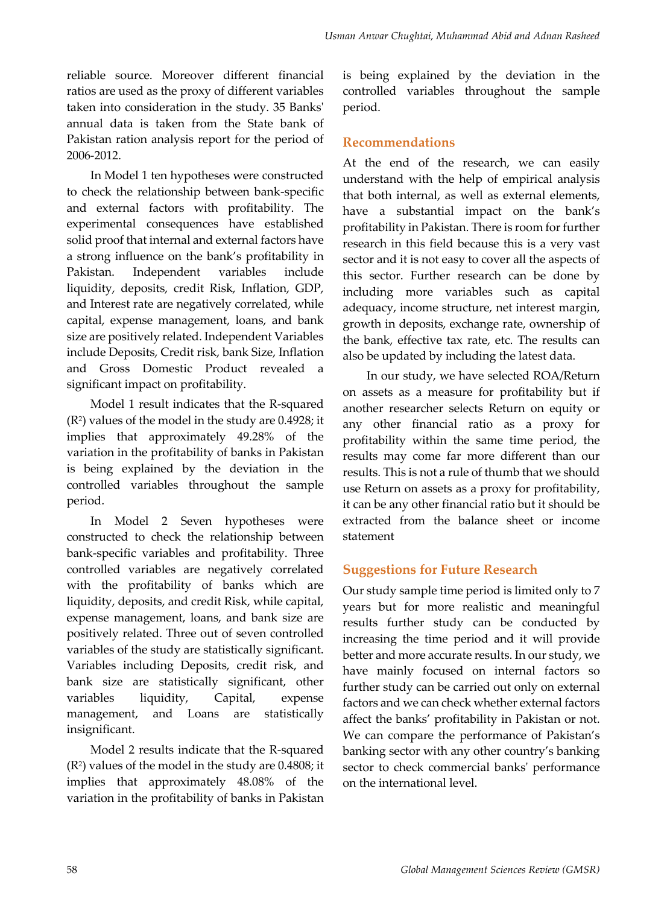reliable source. Moreover different financial ratios are used as the proxy of different variables taken into consideration in the study. 35 Banks' annual data is taken from the State bank of Pakistan ration analysis report for the period of 2006-2012.

In Model 1 ten hypotheses were constructed to check the relationship between bank-specific and external factors with profitability. The experimental consequences have established solid proof that internal and external factors have a strong influence on the bank's profitability in Pakistan. Independent variables include liquidity, deposits, credit Risk, Inflation, GDP, and Interest rate are negatively correlated, while capital, expense management, loans, and bank size are positively related. Independent Variables include Deposits, Credit risk, bank Size, Inflation and Gross Domestic Product revealed a significant impact on profitability.

Model 1 result indicates that the R-squared ($R^2$) values of the model in the study are 0.4928; it implies that approximately 49.28% of the variation in the profitability of banks in Pakistan is being explained by the deviation in the controlled variables throughout the sample period.

In Model 2 Seven hypotheses were constructed to check the relationship between bank-specific variables and profitability. Three controlled variables are negatively correlated with the profitability of banks which are liquidity, deposits, and credit Risk, while capital, expense management, loans, and bank size are positively related. Three out of seven controlled variables of the study are statistically significant. Variables including Deposits, credit risk, and bank size are statistically significant, other variables liquidity, Capital, expense management, and Loans are statistically insignificant.

Model 2 results indicate that the R-squared ($R^2$) values of the model in the study are 0.4808; it implies that approximately 48.08% of the variation in the profitability of banks in Pakistan is being explained by the deviation in the controlled variables throughout the sample period.

## Recommendations

At the end of the research, we can easily understand with the help of empirical analysis that both internal, as well as external elements, have a substantial impact on the bank's profitability in Pakistan. There is room for further research in this field because this is a very vast sector and it is not easy to cover all the aspects of this sector. Further research can be done by including more variables such as capital adequacy, income structure, net interest margin, growth in deposits, exchange rate, ownership of the bank, effective tax rate, etc. The results can also be updated by including the latest data.

In our study, we have selected ROA/Return on assets as a measure for profitability but if another researcher selects Return on equity or any other financial ratio as a proxy for profitability within the same time period, the results may come far more different than our results. This is not a rule of thumb that we should use Return on assets as a proxy for profitability, it can be any other financial ratio but it should be extracted from the balance sheet or income statement

## Suggestions for Future Research

Our study sample time period is limited only to 7 years but for more realistic and meaningful results further study can be conducted by increasing the time period and it will provide better and more accurate results. In our study, we have mainly focused on internal factors so further study can be carried out only on external factors and we can check whether external factors affect the banks' profitability in Pakistan or not. We can compare the performance of Pakistan's banking sector with any other country's banking sector to check commercial banks' performance on the international level.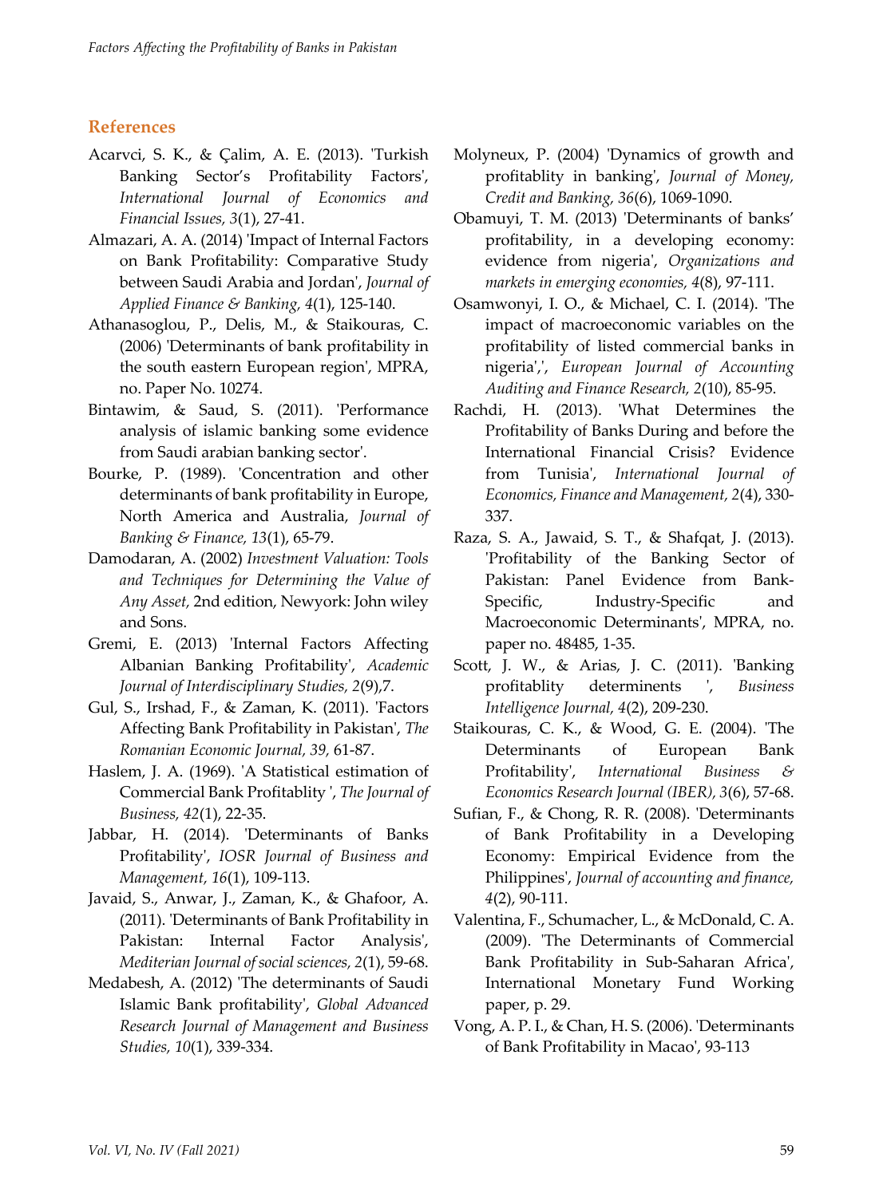## References

Acarvci, S. K., & Çalim, A. E. (2013). 'Turkish Banking Sector's Profitability Factors', *International Journal of Economics and Financial Issues, 3*(1), 27-41.

Almazari, A. A. (2014) 'Impact of Internal Factors on Bank Profitability: Comparative Study between Saudi Arabia and Jordan', *Journal of Applied Finance & Banking, 4*(1), 125-140.

Athanasoglou, P., Delis, M., & Staikouras, C. (2006) 'Determinants of bank profitability in the south eastern European region', MPRA, no. Paper No. 10274.

Bintawim, & Saud, S. (2011). 'Performance analysis of islamic banking some evidence from Saudi arabian banking sector'.

Bourke, P. (1989). 'Concentration and other determinants of bank profitability in Europe, North America and Australia, *Journal of Banking & Finance, 13*(1), 65-79.

Damodaran, A. (2002) *Investment Valuation: Tools and Techniques for Determining the Value of Any Asset,* 2nd edition, Newyork: John wiley and Sons.

Gremi, E. (2013) 'Internal Factors Affecting Albanian Banking Profitability', *Academic Journal of Interdisciplinary Studies, 2*(9),7.

Gul, S., Irshad, F., & Zaman, K. (2011). 'Factors Affecting Bank Profitability in Pakistan', *The Romanian Economic Journal, 39,* 61-87.

Haslem, J. A. (1969). 'A Statistical estimation of Commercial Bank Profitablity ', *The Journal of Business, 42*(1), 22-35.

Jabbar, H. (2014). 'Determinants of Banks Profitability', *IOSR Journal of Business and Management, 16*(1), 109-113.

Javaid, S., Anwar, J., Zaman, K., & Ghafoor, A. (2011). 'Determinants of Bank Profitability in Pakistan: Internal Factor Analysis', *Mediterian Journal of social sciences, 2*(1), 59-68.

Medabesh, A. (2012) 'The determinants of Saudi Islamic Bank profitability', *Global Advanced Research Journal of Management and Business Studies, 10*(1), 339-334.

Molyneux, P. (2004) 'Dynamics of growth and profitablity in banking', *Journal of Money, Credit and Banking, 36*(6), 1069-1090.

Obamuyi, T. M. (2013) 'Determinants of banks' profitability, in a developing economy: evidence from nigeria', *Organizations and markets in emerging economies, 4*(8), 97-111.

Osamwonyi, I. O., & Michael, C. I. (2014). 'The impact of macroeconomic variables on the profitability of listed commercial banks in nigeria',', *European Journal of Accounting Auditing and Finance Research, 2*(10), 85-95.

Rachdi, H. (2013). 'What Determines the Profitability of Banks During and before the International Financial Crisis? Evidence from Tunisia', *International Journal of Economics, Finance and Management, 2*(4), 330-337.

Raza, S. A., Jawaid, S. T., & Shafqat, J. (2013). 'Profitability of the Banking Sector of Pakistan: Panel Evidence from Bank-Specific, Industry-Specific and Macroeconomic Determinants', MPRA, no. paper no. 48485, 1-35.

Scott, J. W., & Arias, J. C. (2011). 'Banking profitablity determinents ', *Business Intelligence Journal, 4*(2), 209-230.

Staikouras, C. K., & Wood, G. E. (2004). 'The Determinants of European Bank Profitability', *International Business & Economics Research Journal (IBER), 3*(6), 57-68.

Sufian, F., & Chong, R. R. (2008). 'Determinants of Bank Profitability in a Developing Economy: Empirical Evidence from the Philippines', *Journal of accounting and finance, 4*(2), 90-111.

Valentina, F., Schumacher, L., & McDonald, C. A. (2009). 'The Determinants of Commercial Bank Profitability in Sub-Saharan Africa', International Monetary Fund Working paper, p. 29.

Vong, A. P. I., & Chan, H. S. (2006). 'Determinants of Bank Profitability in Macao', 93-113